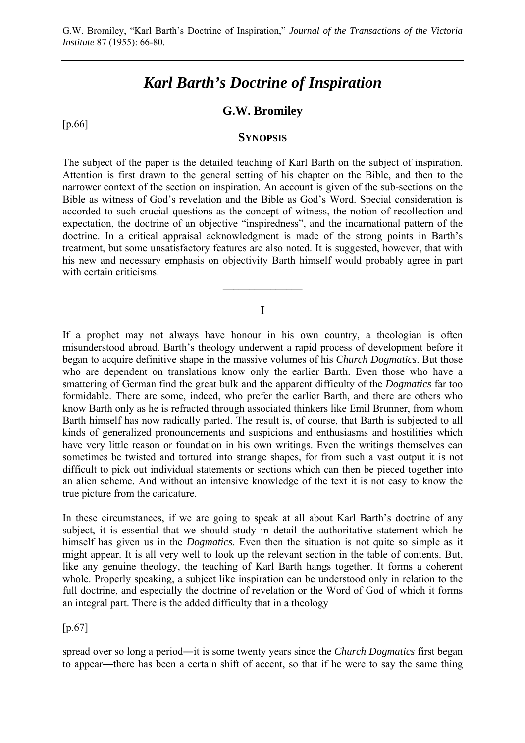G.W. Bromiley, "Karl Barth's Doctrine of Inspiration," *Journal of the Transactions of the Victoria Institute* 87 (1955): 66-80.

---

# *Karl Barth's Doctrine of Inspiration*

## G.W. Bromiley

[p.66]

### SYNOPSIS

The subject of the paper is the detailed teaching of Karl Barth on the subject of inspiration. Attention is first drawn to the general setting of his chapter on the Bible, and then to the narrower context of the section on inspiration. An account is given of the sub-sections on the Bible as witness of God's revelation and the Bible as God's Word. Special consideration is accorded to such crucial questions as the concept of witness, the notion of recollection and expectation, the doctrine of an objective "inspiredness", and the incarnational pattern of the doctrine. In a critical appraisal acknowledgment is made of the strong points in Barth's treatment, but some unsatisfactory features are also noted. It is suggested, however, that with his new and necessary emphasis on objectivity Barth himself would probably agree in part with certain criticisms.

---

### I

If a prophet may not always have honour in his own country, a theologian is often misunderstood abroad. Barth's theology underwent a rapid process of development before it began to acquire definitive shape in the massive volumes of his *Church Dogmatics*. But those who are dependent on translations know only the earlier Barth. Even those who have a smattering of German find the great bulk and the apparent difficulty of the *Dogmatics* far too formidable. There are some, indeed, who prefer the earlier Barth, and there are others who know Barth only as he is refracted through associated thinkers like Emil Brunner, from whom Barth himself has now radically parted. The result is, of course, that Barth is subjected to all kinds of generalized pronouncements and suspicions and enthusiasms and hostilities which have very little reason or foundation in his own writings. Even the writings themselves can sometimes be twisted and tortured into strange shapes, for from such a vast output it is not difficult to pick out individual statements or sections which can then be pieced together into an alien scheme. And without an intensive knowledge of the text it is not easy to know the true picture from the caricature.

In these circumstances, if we are going to speak at all about Karl Barth's doctrine of any subject, it is essential that we should study in detail the authoritative statement which he himself has given us in the *Dogmatics*. Even then the situation is not quite so simple as it might appear. It is all very well to look up the relevant section in the table of contents. But, like any genuine theology, the teaching of Karl Barth hangs together. It forms a coherent whole. Properly speaking, a subject like inspiration can be understood only in relation to the full doctrine, and especially the doctrine of revelation or the Word of God of which it forms an integral part. There is the added difficulty that in a theology

[p.67]

spread over so long a period—it is some twenty years since the *Church Dogmatics* first began to appear—there has been a certain shift of accent, so that if he were to say the same thing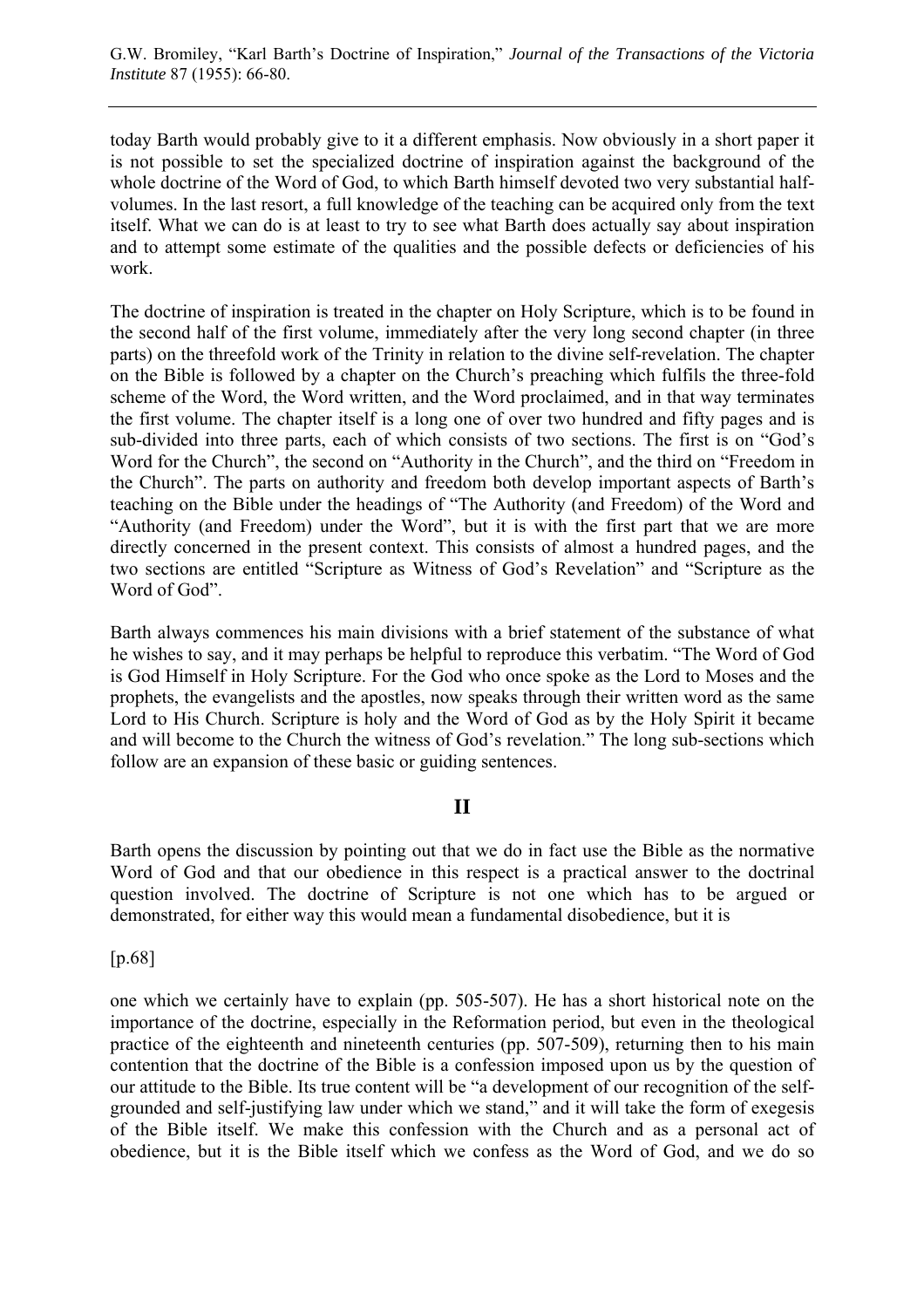today Barth would probably give to it a different emphasis. Now obviously in a short paper it is not possible to set the specialized doctrine of inspiration against the background of the whole doctrine of the Word of God, to which Barth himself devoted two very substantial half-volumes. In the last resort, a full knowledge of the teaching can be acquired only from the text itself. What we can do is at least to try to see what Barth does actually say about inspiration and to attempt some estimate of the qualities and the possible defects or deficiencies of his work.

The doctrine of inspiration is treated in the chapter on Holy Scripture, which is to be found in the second half of the first volume, immediately after the very long second chapter (in three parts) on the threefold work of the Trinity in relation to the divine self-revelation. The chapter on the Bible is followed by a chapter on the Church's preaching which fulfils the three-fold scheme of the Word, the Word written, and the Word proclaimed, and in that way terminates the first volume. The chapter itself is a long one of over two hundred and fifty pages and is sub-divided into three parts, each of which consists of two sections. The first is on "God's Word for the Church", the second on "Authority in the Church", and the third on "Freedom in the Church". The parts on authority and freedom both develop important aspects of Barth's teaching on the Bible under the headings of "The Authority (and Freedom) of the Word and "Authority (and Freedom) under the Word", but it is with the first part that we are more directly concerned in the present context. This consists of almost a hundred pages, and the two sections are entitled "Scripture as Witness of God's Revelation" and "Scripture as the Word of God".

Barth always commences his main divisions with a brief statement of the substance of what he wishes to say, and it may perhaps be helpful to reproduce this verbatim. "The Word of God is God Himself in Holy Scripture. For the God who once spoke as the Lord to Moses and the prophets, the evangelists and the apostles, now speaks through their written word as the same Lord to His Church. Scripture is holy and the Word of God as by the Holy Spirit it became and will become to the Church the witness of God's revelation." The long sub-sections which follow are an expansion of these basic or guiding sentences.

## II

Barth opens the discussion by pointing out that we do in fact use the Bible as the normative Word of God and that our obedience in this respect is a practical answer to the doctrinal question involved. The doctrine of Scripture is not one which has to be argued or demonstrated, for either way this would mean a fundamental disobedience, but it is

[p.68]

one which we certainly have to explain (pp. 505-507). He has a short historical note on the importance of the doctrine, especially in the Reformation period, but even in the theological practice of the eighteenth and nineteenth centuries (pp. 507-509), returning then to his main contention that the doctrine of the Bible is a confession imposed upon us by the question of our attitude to the Bible. Its true content will be "a development of our recognition of the self-grounded and self-justifying law under which we stand," and it will take the form of exegesis of the Bible itself. We make this confession with the Church and as a personal act of obedience, but it is the Bible itself which we confess as the Word of God, and we do so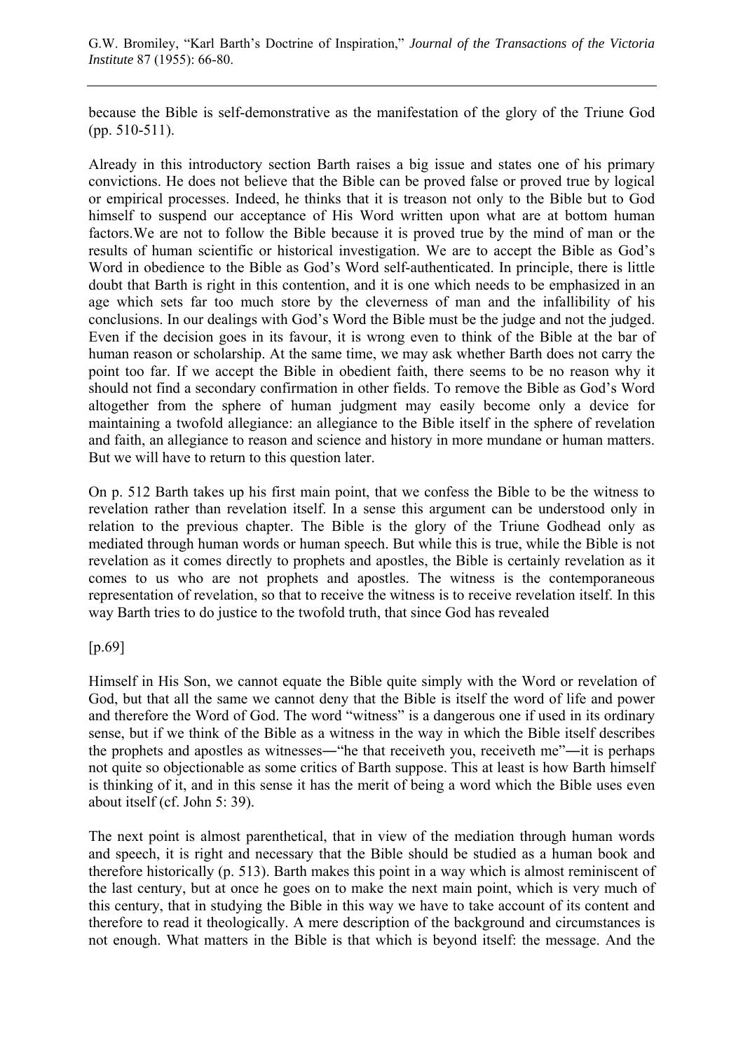because the Bible is self-demonstrative as the manifestation of the glory of the Triune God (pp. 510-511).

Already in this introductory section Barth raises a big issue and states one of his primary convictions. He does not believe that the Bible can be proved false or proved true by logical or empirical processes. Indeed, he thinks that it is treason not only to the Bible but to God himself to suspend our acceptance of His Word written upon what are at bottom human factors.We are not to follow the Bible because it is proved true by the mind of man or the results of human scientific or historical investigation. We are to accept the Bible as God's Word in obedience to the Bible as God's Word self-authenticated. In principle, there is little doubt that Barth is right in this contention, and it is one which needs to be emphasized in an age which sets far too much store by the cleverness of man and the infallibility of his conclusions. In our dealings with God's Word the Bible must be the judge and not the judged. Even if the decision goes in its favour, it is wrong even to think of the Bible at the bar of human reason or scholarship. At the same time, we may ask whether Barth does not carry the point too far. If we accept the Bible in obedient faith, there seems to be no reason why it should not find a secondary confirmation in other fields. To remove the Bible as God's Word altogether from the sphere of human judgment may easily become only a device for maintaining a twofold allegiance: an allegiance to the Bible itself in the sphere of revelation and faith, an allegiance to reason and science and history in more mundane or human matters. But we will have to return to this question later.

On p. 512 Barth takes up his first main point, that we confess the Bible to be the witness to revelation rather than revelation itself. In a sense this argument can be understood only in relation to the previous chapter. The Bible is the glory of the Triune Godhead only as mediated through human words or human speech. But while this is true, while the Bible is not revelation as it comes directly to prophets and apostles, the Bible is certainly revelation as it comes to us who are not prophets and apostles. The witness is the contemporaneous representation of revelation, so that to receive the witness is to receive revelation itself. In this way Barth tries to do justice to the twofold truth, that since God has revealed

[p.69]

Himself in His Son, we cannot equate the Bible quite simply with the Word or revelation of God, but that all the same we cannot deny that the Bible is itself the word of life and power and therefore the Word of God. The word "witness" is a dangerous one if used in its ordinary sense, but if we think of the Bible as a witness in the way in which the Bible itself describes the prophets and apostles as witnesses―"he that receiveth you, receiveth me"―it is perhaps not quite so objectionable as some critics of Barth suppose. This at least is how Barth himself is thinking of it, and in this sense it has the merit of being a word which the Bible uses even about itself (cf. John 5: 39).

The next point is almost parenthetical, that in view of the mediation through human words and speech, it is right and necessary that the Bible should be studied as a human book and therefore historically (p. 513). Barth makes this point in a way which is almost reminiscent of the last century, but at once he goes on to make the next main point, which is very much of this century, that in studying the Bible in this way we have to take account of its content and therefore to read it theologically. A mere description of the background and circumstances is not enough. What matters in the Bible is that which is beyond itself: the message. And the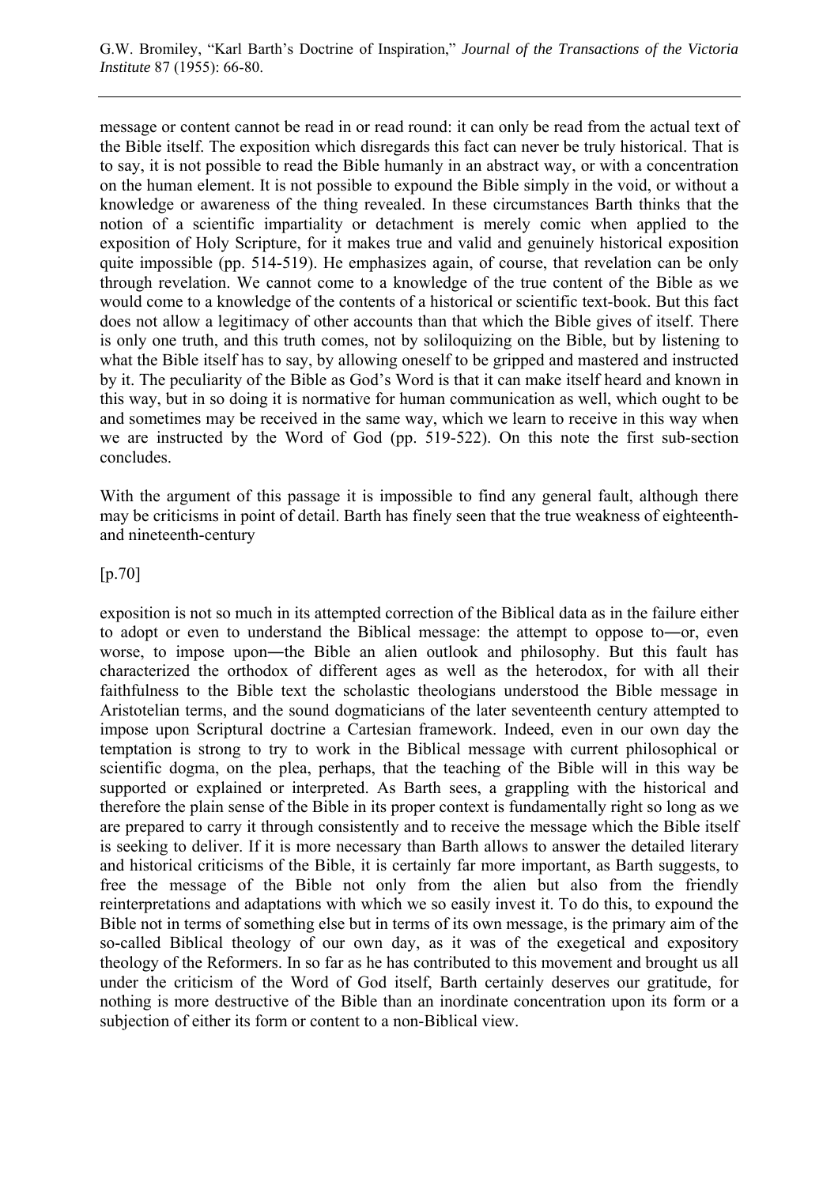message or content cannot be read in or read round: it can only be read from the actual text of the Bible itself. The exposition which disregards this fact can never be truly historical. That is to say, it is not possible to read the Bible humanly in an abstract way, or with a concentration on the human element. It is not possible to expound the Bible simply in the void, or without a knowledge or awareness of the thing revealed. In these circumstances Barth thinks that the notion of a scientific impartiality or detachment is merely comic when applied to the exposition of Holy Scripture, for it makes true and valid and genuinely historical exposition quite impossible (pp. 514-519). He emphasizes again, of course, that revelation can be only through revelation. We cannot come to a knowledge of the true content of the Bible as we would come to a knowledge of the contents of a historical or scientific text-book. But this fact does not allow a legitimacy of other accounts than that which the Bible gives of itself. There is only one truth, and this truth comes, not by soliloquizing on the Bible, but by listening to what the Bible itself has to say, by allowing oneself to be gripped and mastered and instructed by it. The peculiarity of the Bible as God's Word is that it can make itself heard and known in this way, but in so doing it is normative for human communication as well, which ought to be and sometimes may be received in the same way, which we learn to receive in this way when we are instructed by the Word of God (pp. 519-522). On this note the first sub-section concludes.

With the argument of this passage it is impossible to find any general fault, although there may be criticisms in point of detail. Barth has finely seen that the true weakness of eighteenth- and nineteenth-century

[p.70]

exposition is not so much in its attempted correction of the Biblical data as in the failure either to adopt or even to understand the Biblical message: the attempt to oppose to―or, even worse, to impose upon―the Bible an alien outlook and philosophy. But this fault has characterized the orthodox of different ages as well as the heterodox, for with all their faithfulness to the Bible text the scholastic theologians understood the Bible message in Aristotelian terms, and the sound dogmaticians of the later seventeenth century attempted to impose upon Scriptural doctrine a Cartesian framework. Indeed, even in our own day the temptation is strong to try to work in the Biblical message with current philosophical or scientific dogma, on the plea, perhaps, that the teaching of the Bible will in this way be supported or explained or interpreted. As Barth sees, a grappling with the historical and therefore the plain sense of the Bible in its proper context is fundamentally right so long as we are prepared to carry it through consistently and to receive the message which the Bible itself is seeking to deliver. If it is more necessary than Barth allows to answer the detailed literary and historical criticisms of the Bible, it is certainly far more important, as Barth suggests, to free the message of the Bible not only from the alien but also from the friendly reinterpretations and adaptations with which we so easily invest it. To do this, to expound the Bible not in terms of something else but in terms of its own message, is the primary aim of the so-called Biblical theology of our own day, as it was of the exegetical and expository theology of the Reformers. In so far as he has contributed to this movement and brought us all under the criticism of the Word of God itself, Barth certainly deserves our gratitude, for nothing is more destructive of the Bible than an inordinate concentration upon its form or a subjection of either its form or content to a non-Biblical view.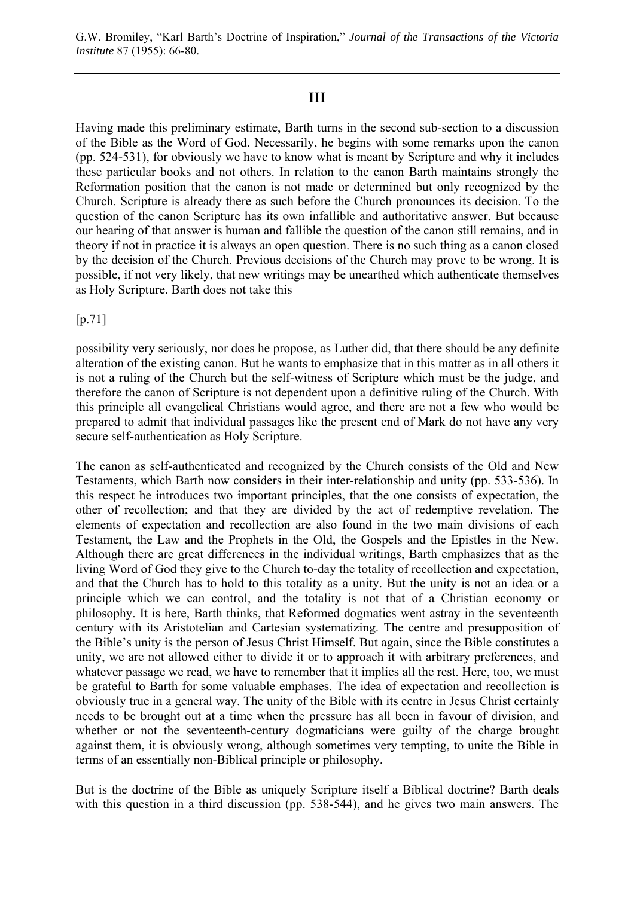## III

Having made this preliminary estimate, Barth turns in the second sub-section to a discussion of the Bible as the Word of God. Necessarily, he begins with some remarks upon the canon (pp. 524-531), for obviously we have to know what is meant by Scripture and why it includes these particular books and not others. In relation to the canon Barth maintains strongly the Reformation position that the canon is not made or determined but only recognized by the Church. Scripture is already there as such before the Church pronounces its decision. To the question of the canon Scripture has its own infallible and authoritative answer. But because our hearing of that answer is human and fallible the question of the canon still remains, and in theory if not in practice it is always an open question. There is no such thing as a canon closed by the decision of the Church. Previous decisions of the Church may prove to be wrong. It is possible, if not very likely, that new writings may be unearthed which authenticate themselves as Holy Scripture. Barth does not take this

[p.71]

possibility very seriously, nor does he propose, as Luther did, that there should be any definite alteration of the existing canon. But he wants to emphasize that in this matter as in all others it is not a ruling of the Church but the self-witness of Scripture which must be the judge, and therefore the canon of Scripture is not dependent upon a definitive ruling of the Church. With this principle all evangelical Christians would agree, and there are not a few who would be prepared to admit that individual passages like the present end of Mark do not have any very secure self-authentication as Holy Scripture.

The canon as self-authenticated and recognized by the Church consists of the Old and New Testaments, which Barth now considers in their inter-relationship and unity (pp. 533-536). In this respect he introduces two important principles, that the one consists of expectation, the other of recollection; and that they are divided by the act of redemptive revelation. The elements of expectation and recollection are also found in the two main divisions of each Testament, the Law and the Prophets in the Old, the Gospels and the Epistles in the New. Although there are great differences in the individual writings, Barth emphasizes that as the living Word of God they give to the Church to-day the totality of recollection and expectation, and that the Church has to hold to this totality as a unity. But the unity is not an idea or a principle which we can control, and the totality is not that of a Christian economy or philosophy. It is here, Barth thinks, that Reformed dogmatics went astray in the seventeenth century with its Aristotelian and Cartesian systematizing. The centre and presupposition of the Bible's unity is the person of Jesus Christ Himself. But again, since the Bible constitutes a unity, we are not allowed either to divide it or to approach it with arbitrary preferences, and whatever passage we read, we have to remember that it implies all the rest. Here, too, we must be grateful to Barth for some valuable emphases. The idea of expectation and recollection is obviously true in a general way. The unity of the Bible with its centre in Jesus Christ certainly needs to be brought out at a time when the pressure has all been in favour of division, and whether or not the seventeenth-century dogmaticians were guilty of the charge brought against them, it is obviously wrong, although sometimes very tempting, to unite the Bible in terms of an essentially non-Biblical principle or philosophy.

But is the doctrine of the Bible as uniquely Scripture itself a Biblical doctrine? Barth deals with this question in a third discussion (pp. 538-544), and he gives two main answers. The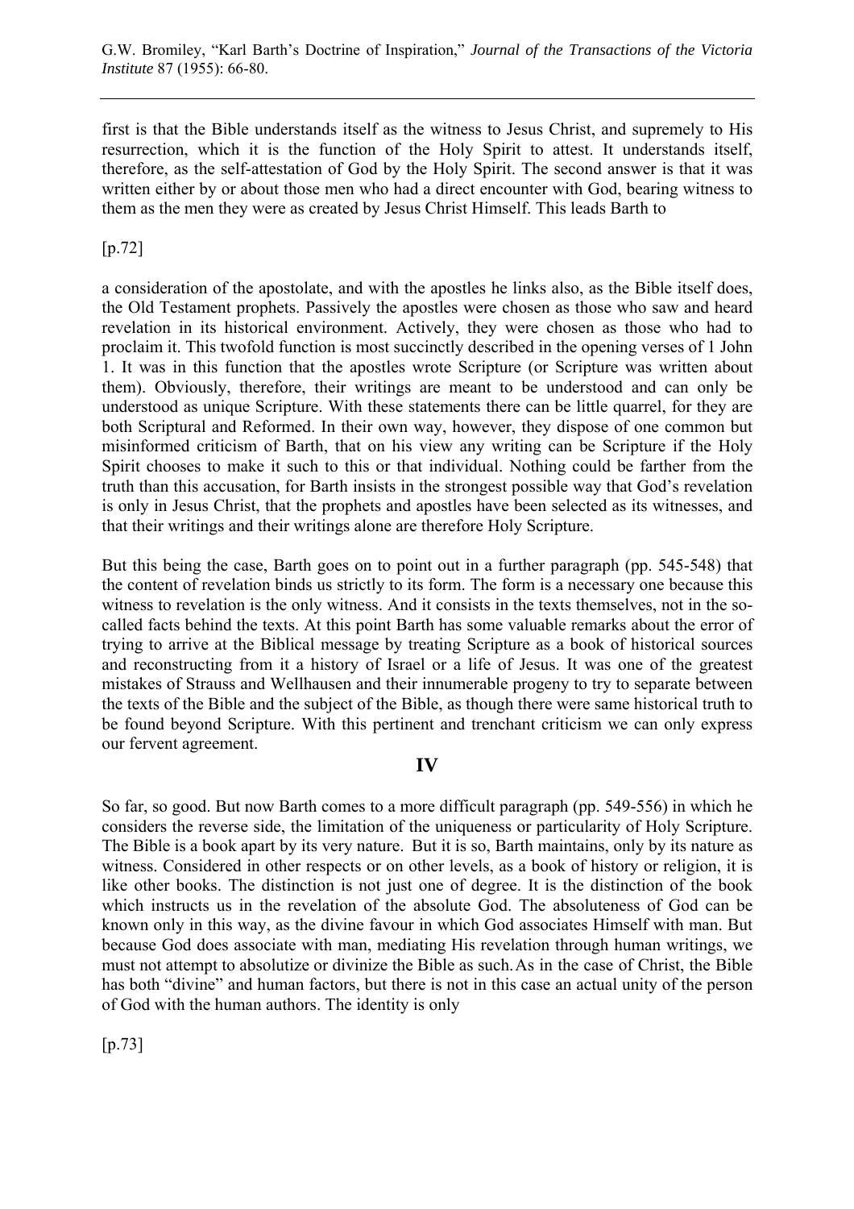first is that the Bible understands itself as the witness to Jesus Christ, and supremely to His resurrection, which it is the function of the Holy Spirit to attest. It understands itself, therefore, as the self-attestation of God by the Holy Spirit. The second answer is that it was written either by or about those men who had a direct encounter with God, bearing witness to them as the men they were as created by Jesus Christ Himself. This leads Barth to

[p.72]

a consideration of the apostolate, and with the apostles he links also, as the Bible itself does, the Old Testament prophets. Passively the apostles were chosen as those who saw and heard revelation in its historical environment. Actively, they were chosen as those who had to proclaim it. This twofold function is most succinctly described in the opening verses of 1 John 1. It was in this function that the apostles wrote Scripture (or Scripture was written about them). Obviously, therefore, their writings are meant to be understood and can only be understood as unique Scripture. With these statements there can be little quarrel, for they are both Scriptural and Reformed. In their own way, however, they dispose of one common but misinformed criticism of Barth, that on his view any writing can be Scripture if the Holy Spirit chooses to make it such to this or that individual. Nothing could be farther from the truth than this accusation, for Barth insists in the strongest possible way that God's revelation is only in Jesus Christ, that the prophets and apostles have been selected as its witnesses, and that their writings and their writings alone are therefore Holy Scripture.

But this being the case, Barth goes on to point out in a further paragraph (pp. 545-548) that the content of revelation binds us strictly to its form. The form is a necessary one because this witness to revelation is the only witness. And it consists in the texts themselves, not in the so-called facts behind the texts. At this point Barth has some valuable remarks about the error of trying to arrive at the Biblical message by treating Scripture as a book of historical sources and reconstructing from it a history of Israel or a life of Jesus. It was one of the greatest mistakes of Strauss and Wellhausen and their innumerable progeny to try to separate between the texts of the Bible and the subject of the Bible, as though there were same historical truth to be found beyond Scripture. With this pertinent and trenchant criticism we can only express our fervent agreement.

## IV

So far, so good. But now Barth comes to a more difficult paragraph (pp. 549-556) in which he considers the reverse side, the limitation of the uniqueness or particularity of Holy Scripture. The Bible is a book apart by its very nature. But it is so, Barth maintains, only by its nature as witness. Considered in other respects or on other levels, as a book of history or religion, it is like other books. The distinction is not just one of degree. It is the distinction of the book which instructs us in the revelation of the absolute God. The absoluteness of God can be known only in this way, as the divine favour in which God associates Himself with man. But because God does associate with man, mediating His revelation through human writings, we must not attempt to absolutize or divinize the Bible as such. As in the case of Christ, the Bible has both "divine" and human factors, but there is not in this case an actual unity of the person of God with the human authors. The identity is only

[p.73]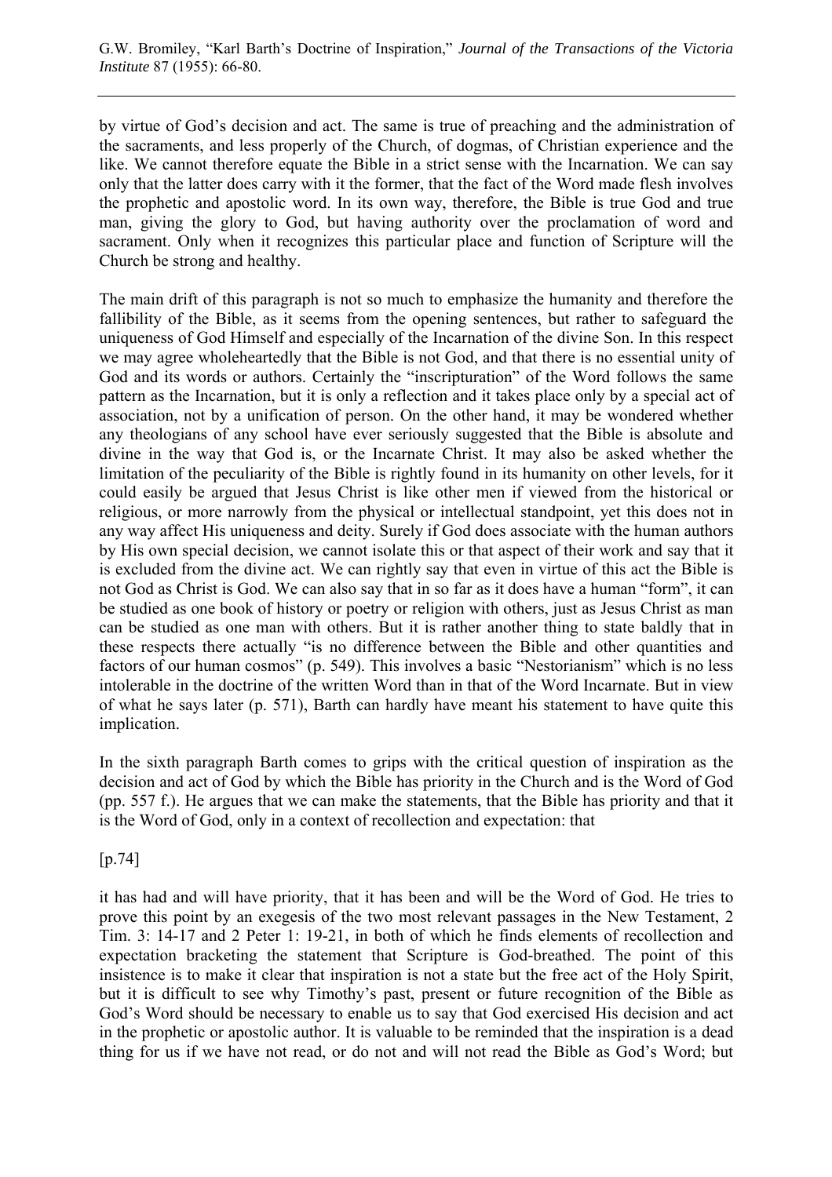by virtue of God's decision and act. The same is true of preaching and the administration of the sacraments, and less properly of the Church, of dogmas, of Christian experience and the like. We cannot therefore equate the Bible in a strict sense with the Incarnation. We can say only that the latter does carry with it the former, that the fact of the Word made flesh involves the prophetic and apostolic word. In its own way, therefore, the Bible is true God and true man, giving the glory to God, but having authority over the proclamation of word and sacrament. Only when it recognizes this particular place and function of Scripture will the Church be strong and healthy.

The main drift of this paragraph is not so much to emphasize the humanity and therefore the fallibility of the Bible, as it seems from the opening sentences, but rather to safeguard the uniqueness of God Himself and especially of the Incarnation of the divine Son. In this respect we may agree wholeheartedly that the Bible is not God, and that there is no essential unity of God and its words or authors. Certainly the "inscripturation" of the Word follows the same pattern as the Incarnation, but it is only a reflection and it takes place only by a special act of association, not by a unification of person. On the other hand, it may be wondered whether any theologians of any school have ever seriously suggested that the Bible is absolute and divine in the way that God is, or the Incarnate Christ. It may also be asked whether the limitation of the peculiarity of the Bible is rightly found in its humanity on other levels, for it could easily be argued that Jesus Christ is like other men if viewed from the historical or religious, or more narrowly from the physical or intellectual standpoint, yet this does not in any way affect His uniqueness and deity. Surely if God does associate with the human authors by His own special decision, we cannot isolate this or that aspect of their work and say that it is excluded from the divine act. We can rightly say that even in virtue of this act the Bible is not God as Christ is God. We can also say that in so far as it does have a human "form", it can be studied as one book of history or poetry or religion with others, just as Jesus Christ as man can be studied as one man with others. But it is rather another thing to state baldly that in these respects there actually "is no difference between the Bible and other quantities and factors of our human cosmos" (p. 549). This involves a basic "Nestorianism" which is no less intolerable in the doctrine of the written Word than in that of the Word Incarnate. But in view of what he says later (p. 571), Barth can hardly have meant his statement to have quite this implication.

In the sixth paragraph Barth comes to grips with the critical question of inspiration as the decision and act of God by which the Bible has priority in the Church and is the Word of God (pp. 557 f.). He argues that we can make the statements, that the Bible has priority and that it is the Word of God, only in a context of recollection and expectation: that

[p.74]

it has had and will have priority, that it has been and will be the Word of God. He tries to prove this point by an exegesis of the two most relevant passages in the New Testament, 2 Tim. 3: 14-17 and 2 Peter 1: 19-21, in both of which he finds elements of recollection and expectation bracketing the statement that Scripture is God-breathed. The point of this insistence is to make it clear that inspiration is not a state but the free act of the Holy Spirit, but it is difficult to see why Timothy's past, present or future recognition of the Bible as God's Word should be necessary to enable us to say that God exercised His decision and act in the prophetic or apostolic author. It is valuable to be reminded that the inspiration is a dead thing for us if we have not read, or do not and will not read the Bible as God's Word; but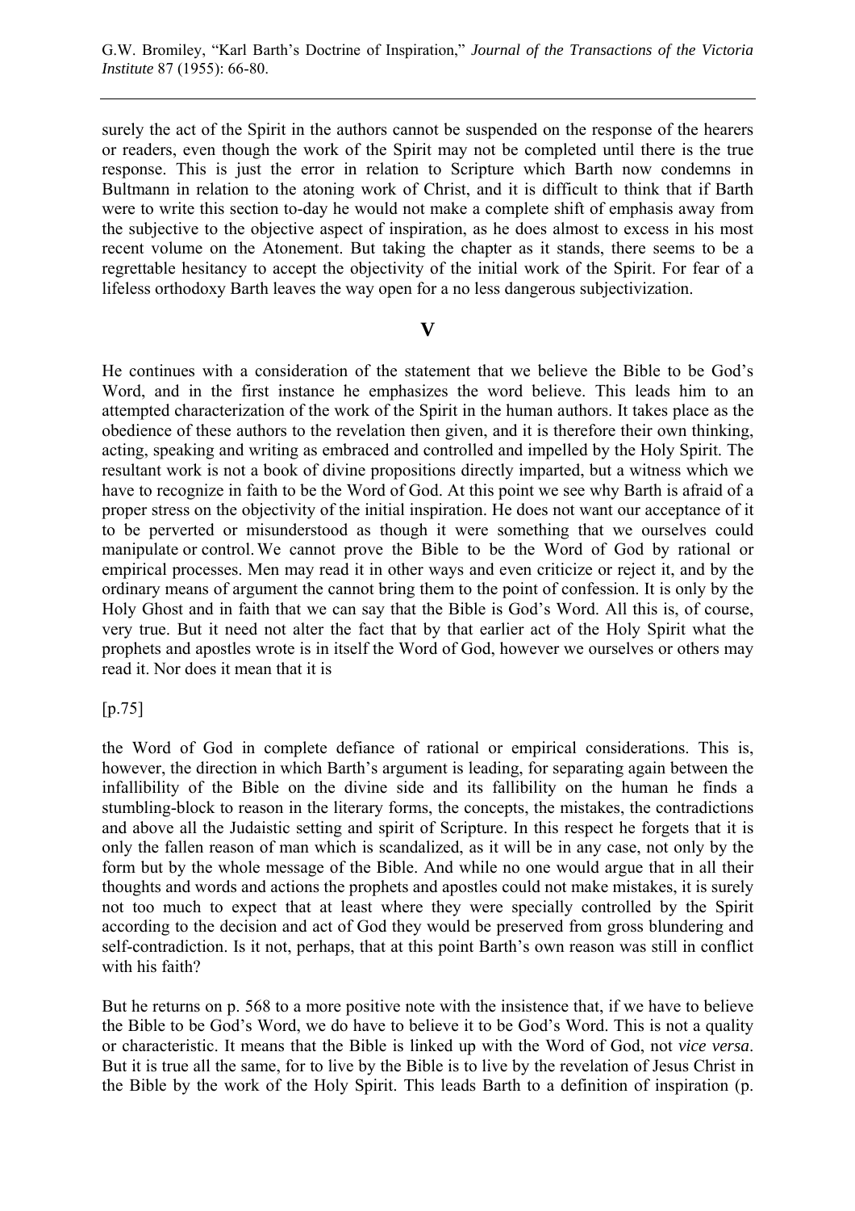surely the act of the Spirit in the authors cannot be suspended on the response of the hearers or readers, even though the work of the Spirit may not be completed until there is the true response. This is just the error in relation to Scripture which Barth now condemns in Bultmann in relation to the atoning work of Christ, and it is difficult to think that if Barth were to write this section to-day he would not make a complete shift of emphasis away from the subjective to the objective aspect of inspiration, as he does almost to excess in his most recent volume on the Atonement. But taking the chapter as it stands, there seems to be a regrettable hesitancy to accept the objectivity of the initial work of the Spirit. For fear of a lifeless orthodoxy Barth leaves the way open for a no less dangerous subjectivization.

## V

He continues with a consideration of the statement that we believe the Bible to be God's Word, and in the first instance he emphasizes the word believe. This leads him to an attempted characterization of the work of the Spirit in the human authors. It takes place as the obedience of these authors to the revelation then given, and it is therefore their own thinking, acting, speaking and writing as embraced and controlled and impelled by the Holy Spirit. The resultant work is not a book of divine propositions directly imparted, but a witness which we have to recognize in faith to be the Word of God. At this point we see why Barth is afraid of a proper stress on the objectivity of the initial inspiration. He does not want our acceptance of it to be perverted or misunderstood as though it were something that we ourselves could manipulate or control. We cannot prove the Bible to be the Word of God by rational or empirical processes. Men may read it in other ways and even criticize or reject it, and by the ordinary means of argument the cannot bring them to the point of confession. It is only by the Holy Ghost and in faith that we can say that the Bible is God's Word. All this is, of course, very true. But it need not alter the fact that by that earlier act of the Holy Spirit what the prophets and apostles wrote is in itself the Word of God, however we ourselves or others may read it. Nor does it mean that it is

[p.75]

the Word of God in complete defiance of rational or empirical considerations. This is, however, the direction in which Barth's argument is leading, for separating again between the infallibility of the Bible on the divine side and its fallibility on the human he finds a stumbling-block to reason in the literary forms, the concepts, the mistakes, the contradictions and above all the Judaistic setting and spirit of Scripture. In this respect he forgets that it is only the fallen reason of man which is scandalized, as it will be in any case, not only by the form but by the whole message of the Bible. And while no one would argue that in all their thoughts and words and actions the prophets and apostles could not make mistakes, it is surely not too much to expect that at least where they were specially controlled by the Spirit according to the decision and act of God they would be preserved from gross blundering and self-contradiction. Is it not, perhaps, that at this point Barth's own reason was still in conflict with his faith?

But he returns on p. 568 to a more positive note with the insistence that, if we have to believe the Bible to be God's Word, we do have to believe it to be God's Word. This is not a quality or characteristic. It means that the Bible is linked up with the Word of God, not *vice versa*. But it is true all the same, for to live by the Bible is to live by the revelation of Jesus Christ in the Bible by the work of the Holy Spirit. This leads Barth to a definition of inspiration (p.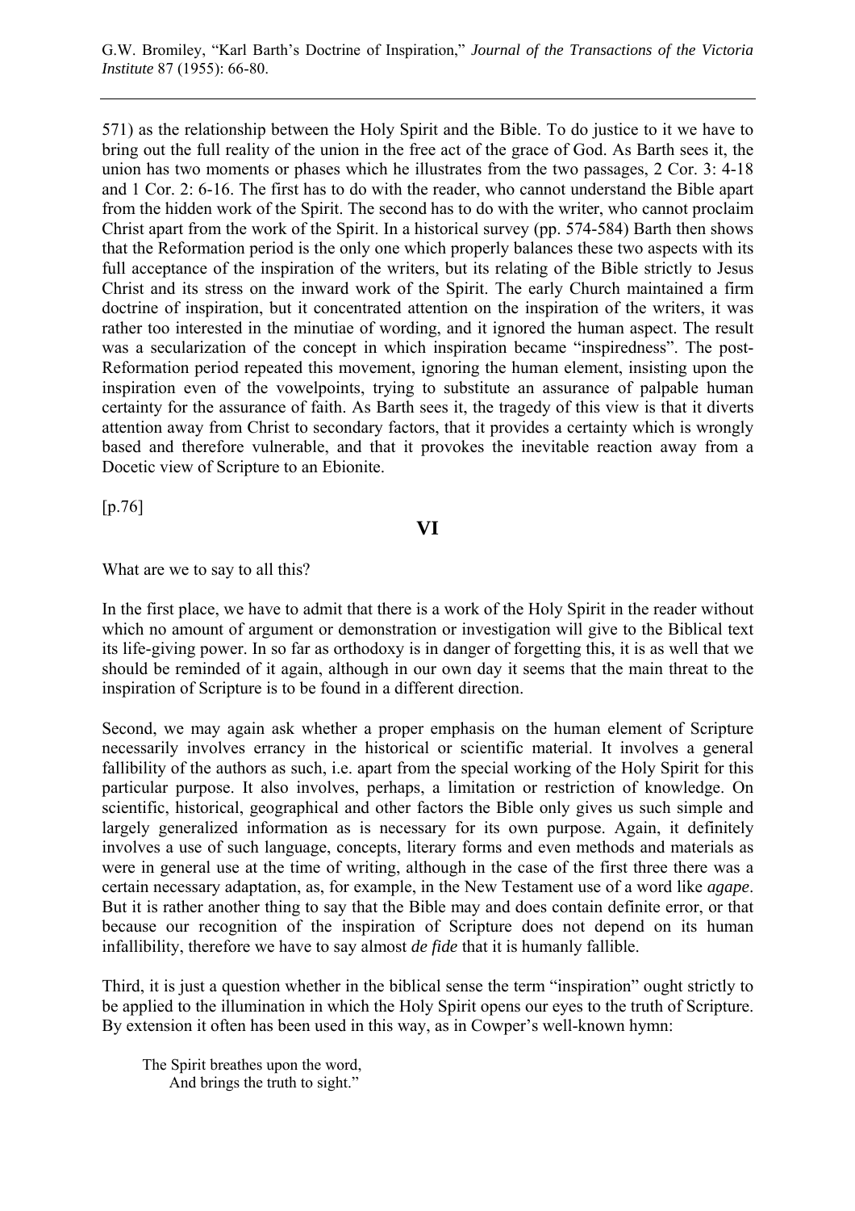571) as the relationship between the Holy Spirit and the Bible. To do justice to it we have to bring out the full reality of the union in the free act of the grace of God. As Barth sees it, the union has two moments or phases which he illustrates from the two passages, 2 Cor. 3: 4-18 and 1 Cor. 2: 6-16. The first has to do with the reader, who cannot understand the Bible apart from the hidden work of the Spirit. The second has to do with the writer, who cannot proclaim Christ apart from the work of the Spirit. In a historical survey (pp. 574-584) Barth then shows that the Reformation period is the only one which properly balances these two aspects with its full acceptance of the inspiration of the writers, but its relating of the Bible strictly to Jesus Christ and its stress on the inward work of the Spirit. The early Church maintained a firm doctrine of inspiration, but it concentrated attention on the inspiration of the writers, it was rather too interested in the minutiae of wording, and it ignored the human aspect. The result was a secularization of the concept in which inspiration became "inspiredness". The post-Reformation period repeated this movement, ignoring the human element, insisting upon the inspiration even of the vowelpoints, trying to substitute an assurance of palpable human certainty for the assurance of faith. As Barth sees it, the tragedy of this view is that it diverts attention away from Christ to secondary factors, that it provides a certainty which is wrongly based and therefore vulnerable, and that it provokes the inevitable reaction away from a Docetic view of Scripture to an Ebionite.

[p.76]

## VI

What are we to say to all this?

In the first place, we have to admit that there is a work of the Holy Spirit in the reader without which no amount of argument or demonstration or investigation will give to the Biblical text its life-giving power. In so far as orthodoxy is in danger of forgetting this, it is as well that we should be reminded of it again, although in our own day it seems that the main threat to the inspiration of Scripture is to be found in a different direction.

Second, we may again ask whether a proper emphasis on the human element of Scripture necessarily involves errancy in the historical or scientific material. It involves a general fallibility of the authors as such, i.e. apart from the special working of the Holy Spirit for this particular purpose. It also involves, perhaps, a limitation or restriction of knowledge. On scientific, historical, geographical and other factors the Bible only gives us such simple and largely generalized information as is necessary for its own purpose. Again, it definitely involves a use of such language, concepts, literary forms and even methods and materials as were in general use at the time of writing, although in the case of the first three there was a certain necessary adaptation, as, for example, in the New Testament use of a word like *agape*. But it is rather another thing to say that the Bible may and does contain definite error, or that because our recognition of the inspiration of Scripture does not depend on its human infallibility, therefore we have to say almost *de fide* that it is humanly fallible.

Third, it is just a question whether in the biblical sense the term "inspiration" ought strictly to be applied to the illumination in which the Holy Spirit opens our eyes to the truth of Scripture. By extension it often has been used in this way, as in Cowper's well-known hymn:

> The Spirit breathes upon the word,
> And brings the truth to sight."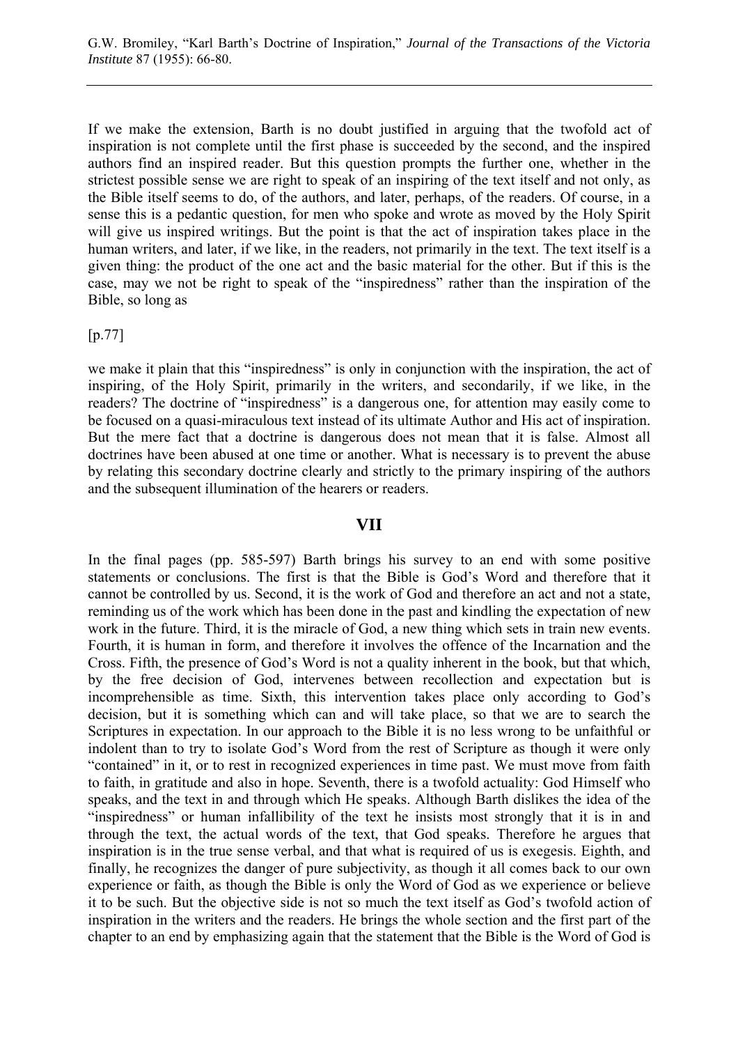If we make the extension, Barth is no doubt justified in arguing that the twofold act of inspiration is not complete until the first phase is succeeded by the second, and the inspired authors find an inspired reader. But this question prompts the further one, whether in the strictest possible sense we are right to speak of an inspiring of the text itself and not only, as the Bible itself seems to do, of the authors, and later, perhaps, of the readers. Of course, in a sense this is a pedantic question, for men who spoke and wrote as moved by the Holy Spirit will give us inspired writings. But the point is that the act of inspiration takes place in the human writers, and later, if we like, in the readers, not primarily in the text. The text itself is a given thing: the product of the one act and the basic material for the other. But if this is the case, may we not be right to speak of the "inspiredness" rather than the inspiration of the Bible, so long as

[p.77]

we make it plain that this "inspiredness" is only in conjunction with the inspiration, the act of inspiring, of the Holy Spirit, primarily in the writers, and secondarily, if we like, in the readers? The doctrine of "inspiredness" is a dangerous one, for attention may easily come to be focused on a quasi-miraculous text instead of its ultimate Author and His act of inspiration. But the mere fact that a doctrine is dangerous does not mean that it is false. Almost all doctrines have been abused at one time or another. What is necessary is to prevent the abuse by relating this secondary doctrine clearly and strictly to the primary inspiring of the authors and the subsequent illumination of the hearers or readers.

## VII

In the final pages (pp. 585-597) Barth brings his survey to an end with some positive statements or conclusions. The first is that the Bible is God's Word and therefore that it cannot be controlled by us. Second, it is the work of God and therefore an act and not a state, reminding us of the work which has been done in the past and kindling the expectation of new work in the future. Third, it is the miracle of God, a new thing which sets in train new events. Fourth, it is human in form, and therefore it involves the offence of the Incarnation and the Cross. Fifth, the presence of God's Word is not a quality inherent in the book, but that which, by the free decision of God, intervenes between recollection and expectation but is incomprehensible as time. Sixth, this intervention takes place only according to God's decision, but it is something which can and will take place, so that we are to search the Scriptures in expectation. In our approach to the Bible it is no less wrong to be unfaithful or indolent than to try to isolate God's Word from the rest of Scripture as though it were only "contained" in it, or to rest in recognized experiences in time past. We must move from faith to faith, in gratitude and also in hope. Seventh, there is a twofold actuality: God Himself who speaks, and the text in and through which He speaks. Although Barth dislikes the idea of the "inspiredness" or human infallibility of the text he insists most strongly that it is in and through the text, the actual words of the text, that God speaks. Therefore he argues that inspiration is in the true sense verbal, and that what is required of us is exegesis. Eighth, and finally, he recognizes the danger of pure subjectivity, as though it all comes back to our own experience or faith, as though the Bible is only the Word of God as we experience or believe it to be such. But the objective side is not so much the text itself as God's twofold action of inspiration in the writers and the readers. He brings the whole section and the first part of the chapter to an end by emphasizing again that the statement that the Bible is the Word of God is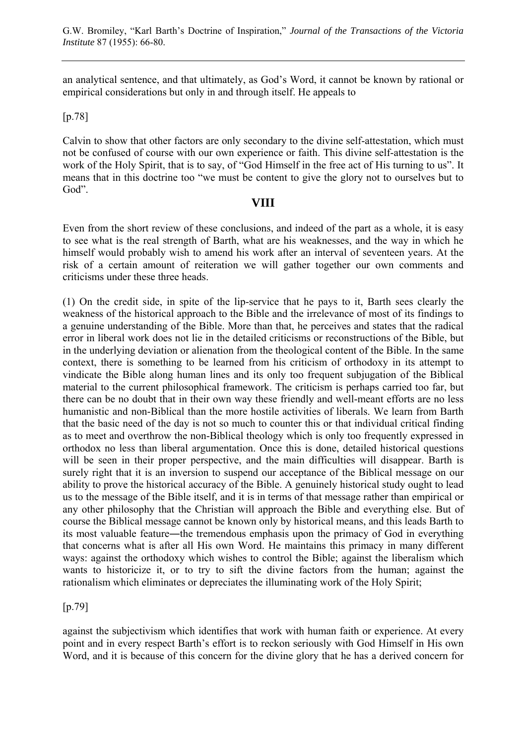an analytical sentence, and that ultimately, as God's Word, it cannot be known by rational or empirical considerations but only in and through itself. He appeals to

[p.78]

Calvin to show that other factors are only secondary to the divine self-attestation, which must not be confused of course with our own experience or faith. This divine self-attestation is the work of the Holy Spirit, that is to say, of "God Himself in the free act of His turning to us". It means that in this doctrine too "we must be content to give the glory not to ourselves but to God".

## VIII

Even from the short review of these conclusions, and indeed of the part as a whole, it is easy to see what is the real strength of Barth, what are his weaknesses, and the way in which he himself would probably wish to amend his work after an interval of seventeen years. At the risk of a certain amount of reiteration we will gather together our own comments and criticisms under these three heads.

(1) On the credit side, in spite of the lip-service that he pays to it, Barth sees clearly the weakness of the historical approach to the Bible and the irrelevance of most of its findings to a genuine understanding of the Bible. More than that, he perceives and states that the radical error in liberal work does not lie in the detailed criticisms or reconstructions of the Bible, but in the underlying deviation or alienation from the theological content of the Bible. In the same context, there is something to be learned from his criticism of orthodoxy in its attempt to vindicate the Bible along human lines and its only too frequent subjugation of the Biblical material to the current philosophical framework. The criticism is perhaps carried too far, but there can be no doubt that in their own way these friendly and well-meant efforts are no less humanistic and non-Biblical than the more hostile activities of liberals. We learn from Barth that the basic need of the day is not so much to counter this or that individual critical finding as to meet and overthrow the non-Biblical theology which is only too frequently expressed in orthodox no less than liberal argumentation. Once this is done, detailed historical questions will be seen in their proper perspective, and the main difficulties will disappear. Barth is surely right that it is an inversion to suspend our acceptance of the Biblical message on our ability to prove the historical accuracy of the Bible. A genuinely historical study ought to lead us to the message of the Bible itself, and it is in terms of that message rather than empirical or any other philosophy that the Christian will approach the Bible and everything else. But of course the Biblical message cannot be known only by historical means, and this leads Barth to its most valuable feature―the tremendous emphasis upon the primacy of God in everything that concerns what is after all His own Word. He maintains this primacy in many different ways: against the orthodoxy which wishes to control the Bible; against the liberalism which wants to historicize it, or to try to sift the divine factors from the human; against the rationalism which eliminates or depreciates the illuminating work of the Holy Spirit;

[p.79]

against the subjectivism which identifies that work with human faith or experience. At every point and in every respect Barth's effort is to reckon seriously with God Himself in His own Word, and it is because of this concern for the divine glory that he has a derived concern for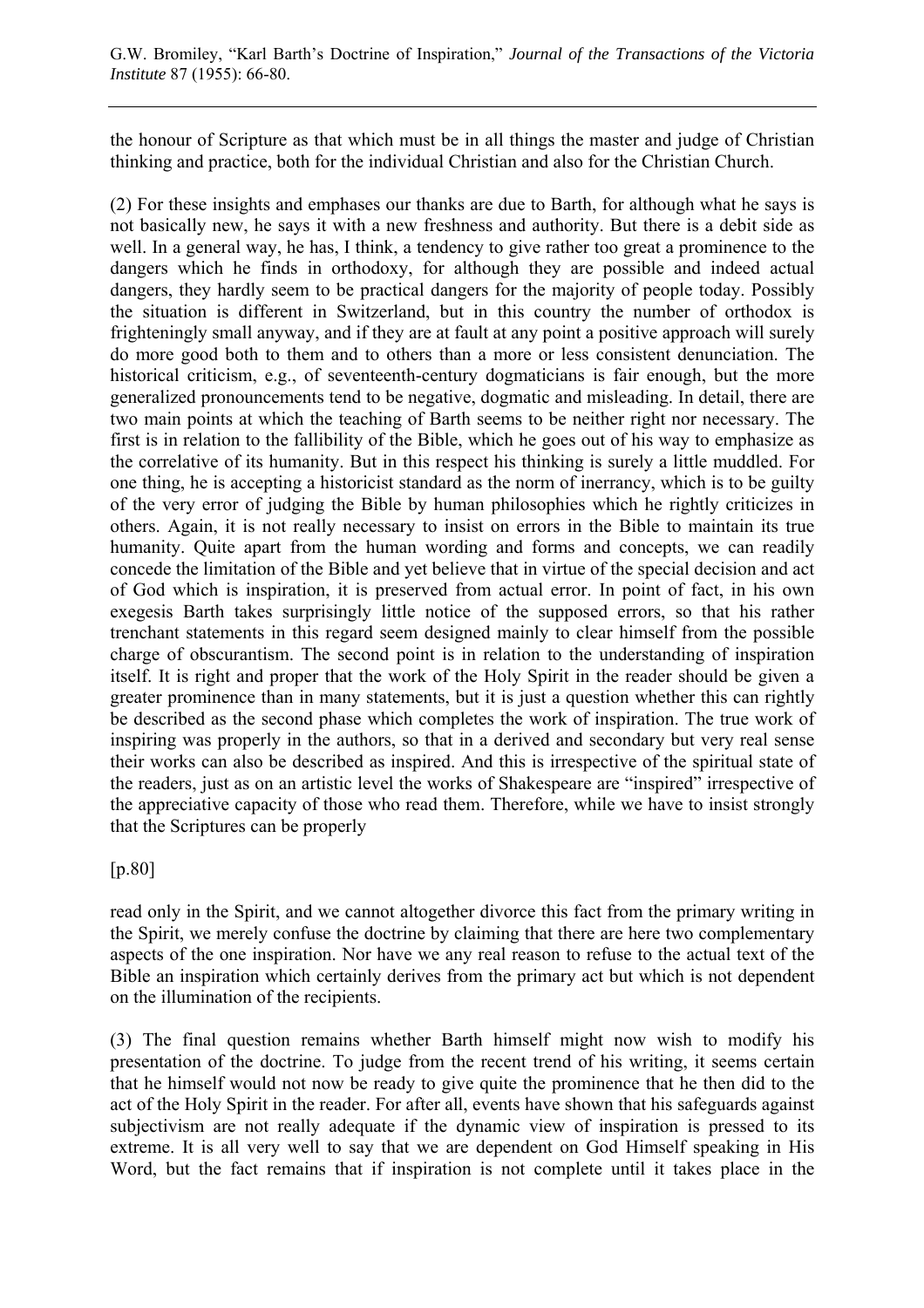the honour of Scripture as that which must be in all things the master and judge of Christian thinking and practice, both for the individual Christian and also for the Christian Church.

(2) For these insights and emphases our thanks are due to Barth, for although what he says is not basically new, he says it with a new freshness and authority. But there is a debit side as well. In a general way, he has, I think, a tendency to give rather too great a prominence to the dangers which he finds in orthodoxy, for although they are possible and indeed actual dangers, they hardly seem to be practical dangers for the majority of people today. Possibly the situation is different in Switzerland, but in this country the number of orthodox is frighteningly small anyway, and if they are at fault at any point a positive approach will surely do more good both to them and to others than a more or less consistent denunciation. The historical criticism, e.g., of seventeenth-century dogmaticians is fair enough, but the more generalized pronouncements tend to be negative, dogmatic and misleading. In detail, there are two main points at which the teaching of Barth seems to be neither right nor necessary. The first is in relation to the fallibility of the Bible, which he goes out of his way to emphasize as the correlative of its humanity. But in this respect his thinking is surely a little muddled. For one thing, he is accepting a historicist standard as the norm of inerrancy, which is to be guilty of the very error of judging the Bible by human philosophies which he rightly criticizes in others. Again, it is not really necessary to insist on errors in the Bible to maintain its true humanity. Quite apart from the human wording and forms and concepts, we can readily concede the limitation of the Bible and yet believe that in virtue of the special decision and act of God which is inspiration, it is preserved from actual error. In point of fact, in his own exegesis Barth takes surprisingly little notice of the supposed errors, so that his rather trenchant statements in this regard seem designed mainly to clear himself from the possible charge of obscurantism. The second point is in relation to the understanding of inspiration itself. It is right and proper that the work of the Holy Spirit in the reader should be given a greater prominence than in many statements, but it is just a question whether this can rightly be described as the second phase which completes the work of inspiration. The true work of inspiring was properly in the authors, so that in a derived and secondary but very real sense their works can also be described as inspired. And this is irrespective of the spiritual state of the readers, just as on an artistic level the works of Shakespeare are "inspired" irrespective of the appreciative capacity of those who read them. Therefore, while we have to insist strongly that the Scriptures can be properly

[p.80]

read only in the Spirit, and we cannot altogether divorce this fact from the primary writing in the Spirit, we merely confuse the doctrine by claiming that there are here two complementary aspects of the one inspiration. Nor have we any real reason to refuse to the actual text of the Bible an inspiration which certainly derives from the primary act but which is not dependent on the illumination of the recipients.

(3) The final question remains whether Barth himself might now wish to modify his presentation of the doctrine. To judge from the recent trend of his writing, it seems certain that he himself would not now be ready to give quite the prominence that he then did to the act of the Holy Spirit in the reader. For after all, events have shown that his safeguards against subjectivism are not really adequate if the dynamic view of inspiration is pressed to its extreme. It is all very well to say that we are dependent on God Himself speaking in His Word, but the fact remains that if inspiration is not complete until it takes place in the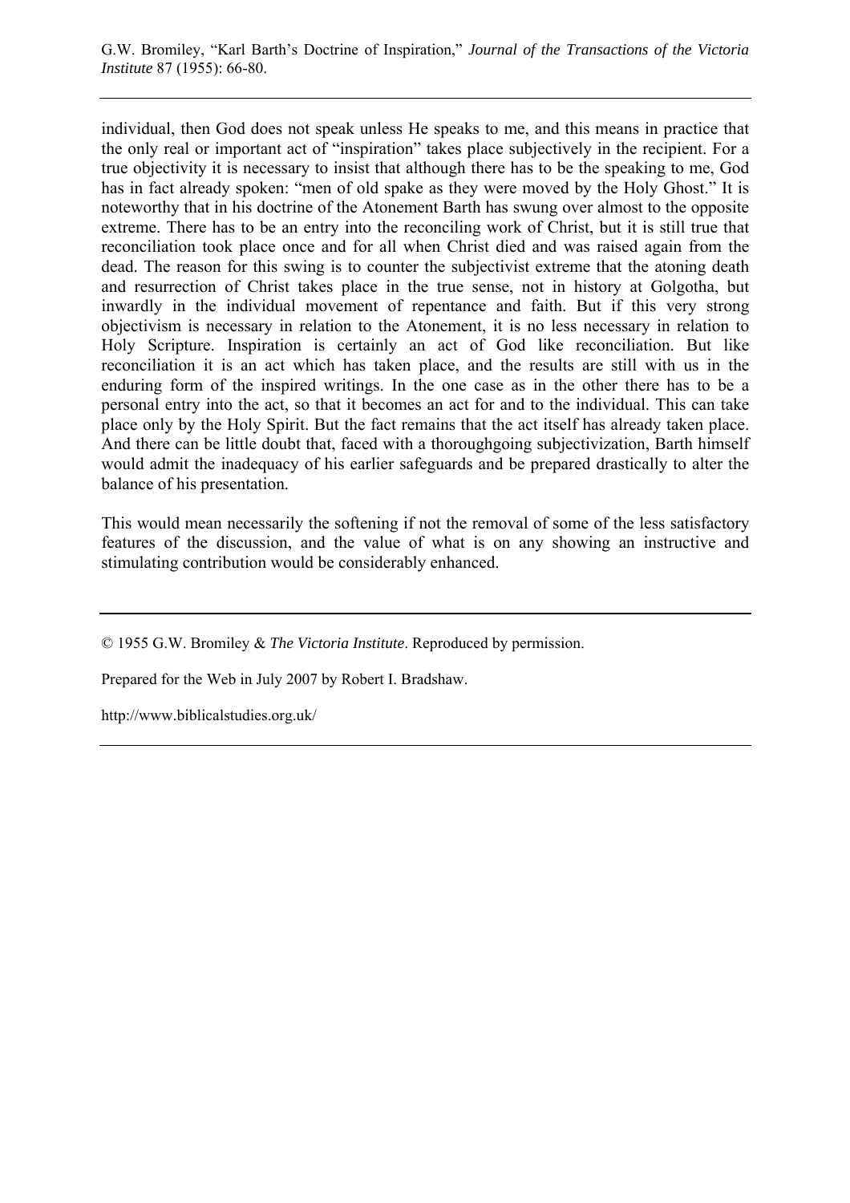individual, then God does not speak unless He speaks to me, and this means in practice that the only real or important act of "inspiration" takes place subjectively in the recipient. For a true objectivity it is necessary to insist that although there has to be the speaking to me, God has in fact already spoken: "men of old spake as they were moved by the Holy Ghost." It is noteworthy that in his doctrine of the Atonement Barth has swung over almost to the opposite extreme. There has to be an entry into the reconciling work of Christ, but it is still true that reconciliation took place once and for all when Christ died and was raised again from the dead. The reason for this swing is to counter the subjectivist extreme that the atoning death and resurrection of Christ takes place in the true sense, not in history at Golgotha, but inwardly in the individual movement of repentance and faith. But if this very strong objectivism is necessary in relation to the Atonement, it is no less necessary in relation to Holy Scripture. Inspiration is certainly an act of God like reconciliation. But like reconciliation it is an act which has taken place, and the results are still with us in the enduring form of the inspired writings. In the one case as in the other there has to be a personal entry into the act, so that it becomes an act for and to the individual. This can take place only by the Holy Spirit. But the fact remains that the act itself has already taken place. And there can be little doubt that, faced with a thoroughgoing subjectivization, Barth himself would admit the inadequacy of his earlier safeguards and be prepared drastically to alter the balance of his presentation.

This would mean necessarily the softening if not the removal of some of the less satisfactory features of the discussion, and the value of what is on any showing an instructive and stimulating contribution would be considerably enhanced.

---

© 1955 G.W. Bromiley & *The Victoria Institute*. Reproduced by permission.

Prepared for the Web in July 2007 by Robert I. Bradshaw.

http://www.biblicalstudies.org.uk/